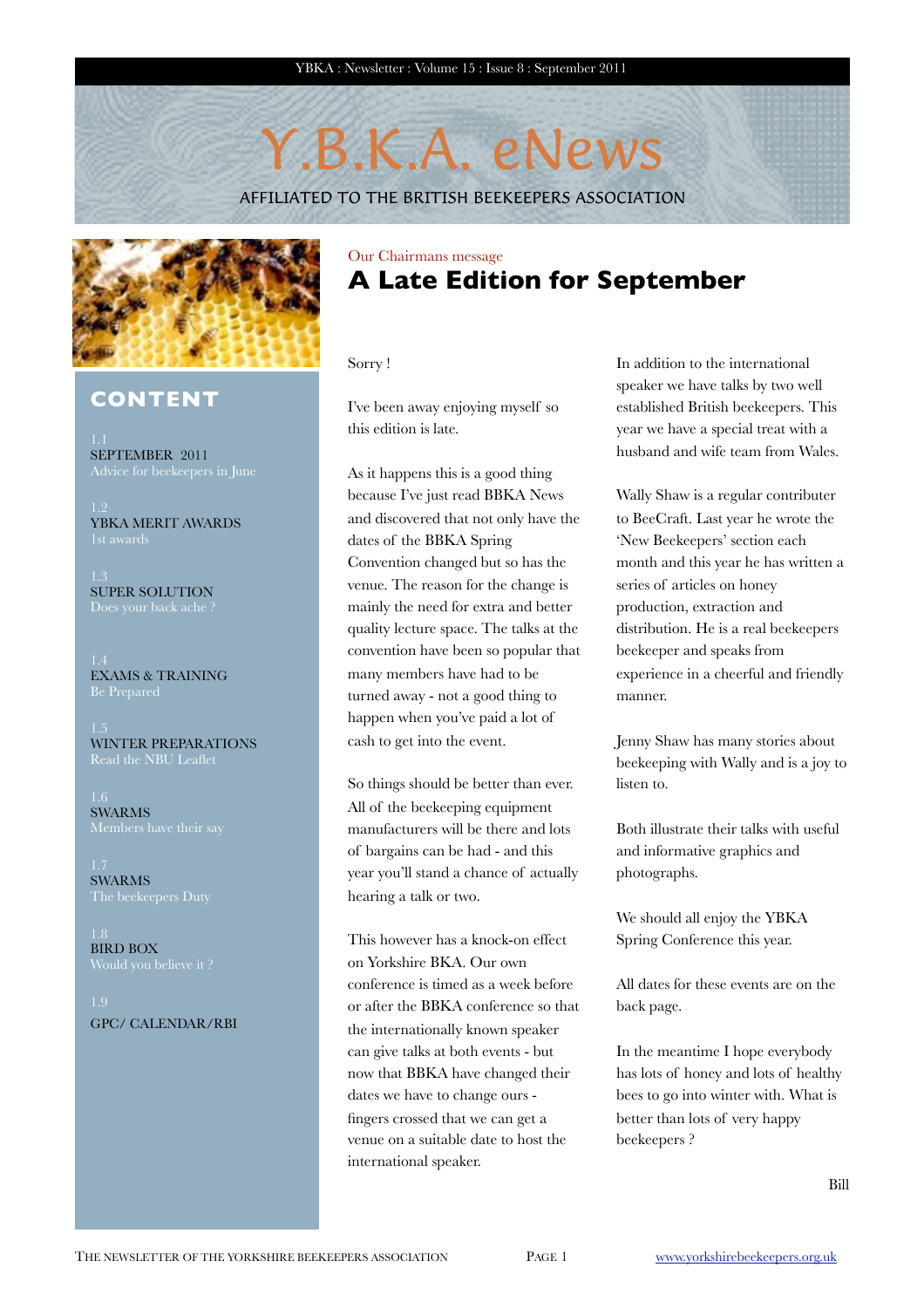# Y.B.K.A. eNews

AFFILIATED TO THE BRITISH BEEKEEPERS ASSOCIATION

## CONTENT

1.1
SEPTEMBER 2011
Advice for beekeepers in June

1.2
YBKA MERIT AWARDS
1st awards

1.3
SUPER SOLUTION
Does your back ache ?

1.4
EXAMS & TRAINING
Be Prepared

1.5
WINTER PREPARATIONS
Read the NBU Leaflet

1.6
SWARMS
Members have their say

1.7
SWARMS
The beekeepers Duty

1.8
BIRD BOX
Would you believe it ?

1.9
GPC/ CALENDAR/RBI

Our Chairmans message

## A Late Edition for September

Sorry !

I've been away enjoying myself so this edition is late.

As it happens this is a good thing because I've just read BBKA News and discovered that not only have the dates of the BBKA Spring Convention changed but so has the venue. The reason for the change is mainly the need for extra and better quality lecture space. The talks at the convention have been so popular that many members have had to be turned away - not a good thing to happen when you've paid a lot of cash to get into the event.

So things should be better than ever. All of the beekeeping equipment manufacturers will be there and lots of bargains can be had - and this year you'll stand a chance of actually hearing a talk or two.

This however has a knock-on effect on Yorkshire BKA. Our own conference is timed as a week before or after the BBKA conference so that the internationally known speaker can give talks at both events - but now that BBKA have changed their dates we have to change ours - fingers crossed that we can get a venue on a suitable date to host the international speaker.

In addition to the international speaker we have talks by two well established British beekeepers. This year we have a special treat with a husband and wife team from Wales.

Wally Shaw is a regular contributer to BeeCraft. Last year he wrote the 'New Beekeepers' section each month and this year he has written a series of articles on honey production, extraction and distribution. He is a real beekeepers beekeeper and speaks from experience in a cheerful and friendly manner.

Jenny Shaw has many stories about beekeeping with Wally and is a joy to listen to.

Both illustrate their talks with useful and informative graphics and photographs.

We should all enjoy the YBKA Spring Conference this year.

All dates for these events are on the back page.

In the meantime I hope everybody has lots of honey and lots of healthy bees to go into winter with. What is better than lots of very happy beekeepers ?

Bill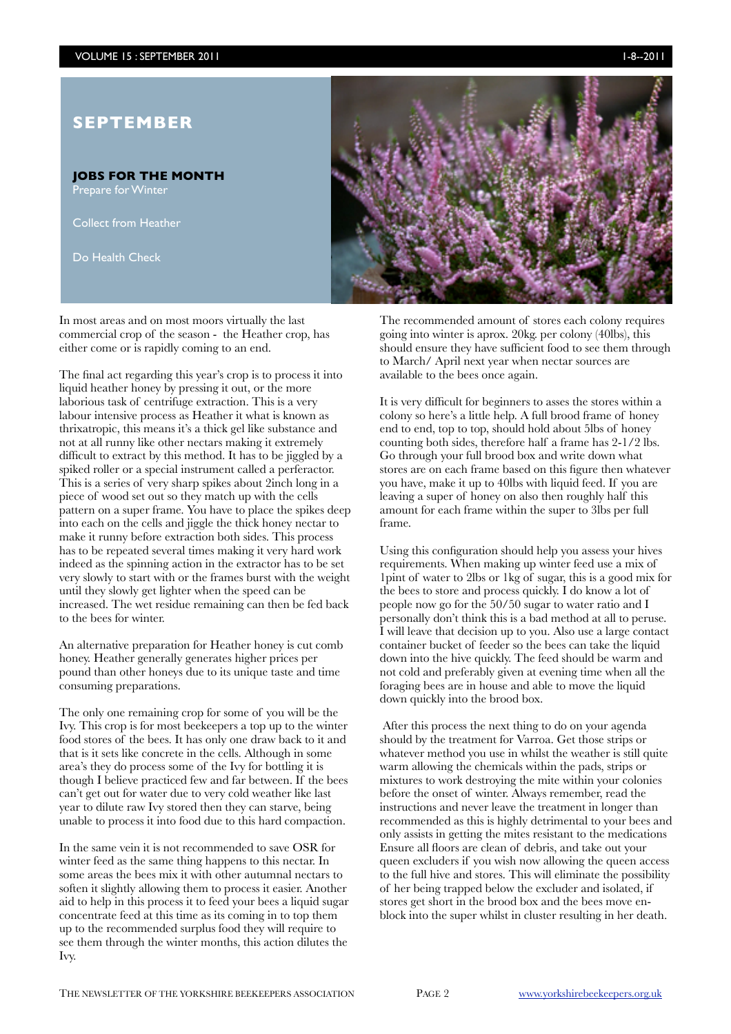## SEPTEMBER

**JOBS FOR THE MONTH**

Prepare for Winter

Collect from Heather

Do Health Check

In most areas and on most moors virtually the last commercial crop of the season - the Heather crop, has either come or is rapidly coming to an end.

The final act regarding this year's crop is to process it into liquid heather honey by pressing it out, or the more laborious task of centrifuge extraction. This is a very labour intensive process as Heather it what is known as thrixatropic, this means it's a thick gel like substance and not at all runny like other nectars making it extremely difficult to extract by this method. It has to be jiggled by a spiked roller or a special instrument called a perferactor. This is a series of very sharp spikes about 2inch long in a piece of wood set out so they match up with the cells pattern on a super frame. You have to place the spikes deep into each on the cells and jiggle the thick honey nectar to make it runny before extraction both sides. This process has to be repeated several times making it very hard work indeed as the spinning action in the extractor has to be set very slowly to start with or the frames burst with the weight until they slowly get lighter when the speed can be increased. The wet residue remaining can then be fed back to the bees for winter.

An alternative preparation for Heather honey is cut comb honey. Heather generally generates higher prices per pound than other honeys due to its unique taste and time consuming preparations.

The only one remaining crop for some of you will be the Ivy. This crop is for most beekeepers a top up to the winter food stores of the bees. It has only one draw back to it and that is it sets like concrete in the cells. Although in some area's they do process some of the Ivy for bottling it is though I believe practiced few and far between. If the bees can't get out for water due to very cold weather like last year to dilute raw Ivy stored then they can starve, being unable to process it into food due to this hard compaction.

In the same vein it is not recommended to save OSR for winter feed as the same thing happens to this nectar. In some areas the bees mix it with other autumnal nectars to soften it slightly allowing them to process it easier. Another aid to help in this process it to feed your bees a liquid sugar concentrate feed at this time as its coming in to top them up to the recommended surplus food they will require to see them through the winter months, this action dilutes the Ivy.

The recommended amount of stores each colony requires going into winter is aprox. 20kg. per colony (40lbs), this should ensure they have sufficient food to see them through to March/ April next year when nectar sources are available to the bees once again.

It is very difficult for beginners to asses the stores within a colony so here's a little help. A full brood frame of honey end to end, top to top, should hold about 5lbs of honey counting both sides, therefore half a frame has 2-1/2 lbs. Go through your full brood box and write down what stores are on each frame based on this figure then whatever you have, make it up to 40lbs with liquid feed. If you are leaving a super of honey on also then roughly half this amount for each frame within the super to 3lbs per full frame.

Using this configuration should help you assess your hives requirements. When making up winter feed use a mix of 1pint of water to 2lbs or 1kg of sugar, this is a good mix for the bees to store and process quickly. I do know a lot of people now go for the 50/50 sugar to water ratio and I personally don't think this is a bad method at all to peruse. I will leave that decision up to you. Also use a large contact container bucket of feeder so the bees can take the liquid down into the hive quickly. The feed should be warm and not cold and preferably given at evening time when all the foraging bees are in house and able to move the liquid down quickly into the brood box.

After this process the next thing to do on your agenda should by the treatment for Varroa. Get those strips or whatever method you use in whilst the weather is still quite warm allowing the chemicals within the pads, strips or mixtures to work destroying the mite within your colonies before the onset of winter. Always remember, read the instructions and never leave the treatment in longer than recommended as this is highly detrimental to your bees and only assists in getting the mites resistant to the medications Ensure all floors are clean of debris, and take out your queen excluders if you wish now allowing the queen access to the full hive and stores. This will eliminate the possibility of her being trapped below the excluder and isolated, if stores get short in the brood box and the bees move en-block into the super whilst in cluster resulting in her death.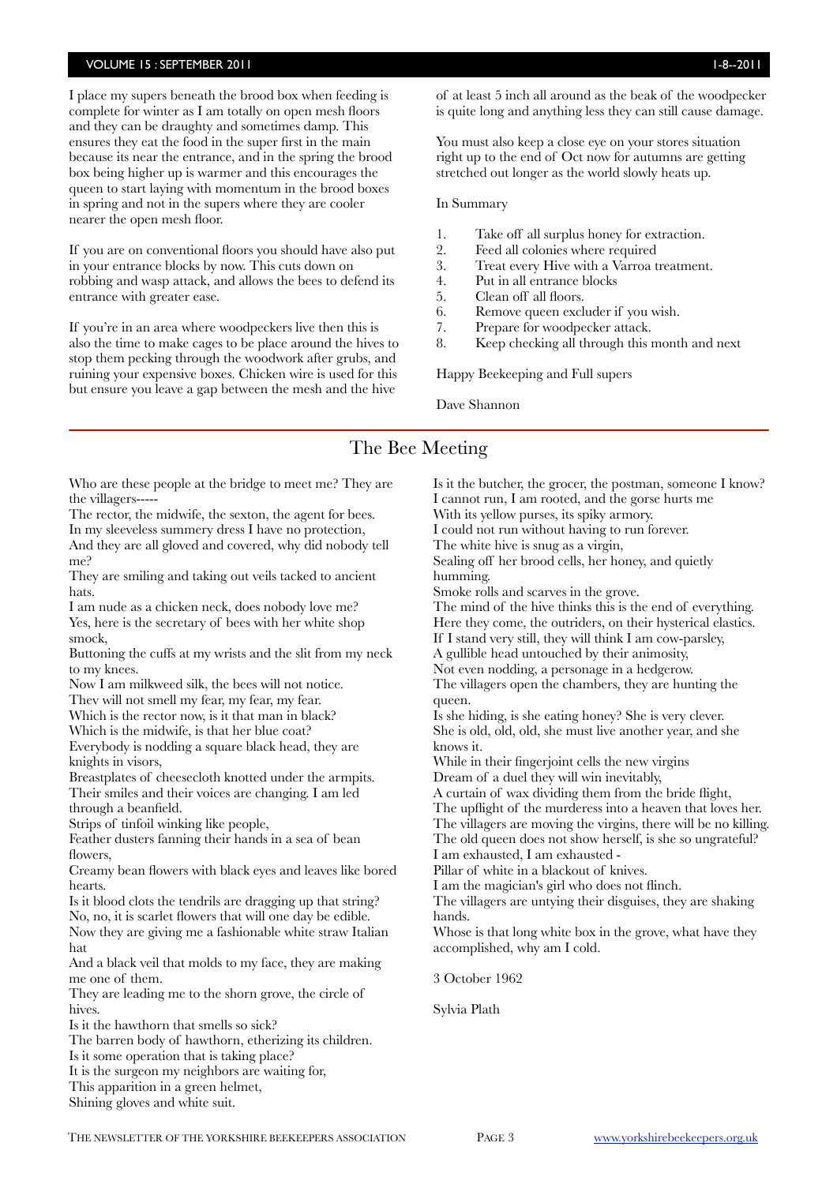I place my supers beneath the brood box when feeding is complete for winter as I am totally on open mesh floors and they can be draughty and sometimes damp. This ensures they eat the food in the super first in the main because its near the entrance, and in the spring the brood box being higher up is warmer and this encourages the queen to start laying with momentum in the brood boxes in spring and not in the supers where they are cooler nearer the open mesh floor.

If you are on conventional floors you should have also put in your entrance blocks by now. This cuts down on robbing and wasp attack, and allows the bees to defend its entrance with greater ease.

If you're in an area where woodpeckers live then this is also the time to make cages to be place around the hives to stop them pecking through the woodwork after grubs, and ruining your expensive boxes. Chicken wire is used for this but ensure you leave a gap between the mesh and the hive of at least 5 inch all around as the beak of the woodpecker is quite long and anything less they can still cause damage.

You must also keep a close eye on your stores situation right up to the end of Oct now for autumns are getting stretched out longer as the world slowly heats up.

In Summary

1. Take off all surplus honey for extraction.
2. Feed all colonies where required
3. Treat every Hive with a Varroa treatment.
4. Put in all entrance blocks
5. Clean off all floors.
6. Remove queen excluder if you wish.
7. Prepare for woodpecker attack.
8. Keep checking all through this month and next

Happy Beekeeping and Full supers

Dave Shannon

## The Bee Meeting

Who are these people at the bridge to meet me? They are the villagers-----
The rector, the midwife, the sexton, the agent for bees.
In my sleeveless summery dress I have no protection,
And they are all gloved and covered, why did nobody tell me?
They are smiling and taking out veils tacked to ancient hats.
I am nude as a chicken neck, does nobody love me?
Yes, here is the secretary of bees with her white shop smock,
Buttoning the cuffs at my wrists and the slit from my neck to my knees.
Now I am milkweed silk, the bees will not notice.
Thev will not smell my fear, my fear, my fear.
Which is the rector now, is it that man in black?
Which is the midwife, is that her blue coat?
Everybody is nodding a square black head, they are knights in visors,
Breastplates of cheesecloth knotted under the armpits.
Their smiles and their voices are changing. I am led through a beanfield.
Strips of tinfoil winking like people,
Feather dusters fanning their hands in a sea of bean flowers,
Creamy bean flowers with black eyes and leaves like bored hearts.
Is it blood clots the tendrils are dragging up that string?
No, no, it is scarlet flowers that will one day be edible.
Now they are giving me a fashionable white straw Italian hat
And a black veil that molds to my face, they are making me one of them.
They are leading me to the shorn grove, the circle of hives.
Is it the hawthorn that smells so sick?
The barren body of hawthorn, etherizing its children.
Is it some operation that is taking place?
It is the surgeon my neighbors are waiting for,
This apparition in a green helmet,
Shining gloves and white suit.
Is it the butcher, the grocer, the postman, someone I know?
I cannot run, I am rooted, and the gorse hurts me
With its yellow purses, its spiky armory.
I could not run without having to run forever.
The white hive is snug as a virgin,
Sealing off her brood cells, her honey, and quietly humming.
Smoke rolls and scarves in the grove.
The mind of the hive thinks this is the end of everything.
Here they come, the outriders, on their hysterical elastics.
If I stand very still, they will think I am cow-parsley,
A gullible head untouched by their animosity,
Not even nodding, a personage in a hedgerow.
The villagers open the chambers, they are hunting the queen.
Is she hiding, is she eating honey? She is very clever.
She is old, old, old, she must live another year, and she knows it.
While in their fingerjoint cells the new virgins
Dream of a duel they will win inevitably,
A curtain of wax dividing them from the bride flight,
The upflight of the murderess into a heaven that loves her.
The villagers are moving the virgins, there will be no killing.
The old queen does not show herself, is she so ungrateful?
I am exhausted, I am exhausted -
Pillar of white in a blackout of knives.
I am the magician's girl who does not flinch.
The villagers are untying their disguises, they are shaking hands.
Whose is that long white box in the grove, what have they accomplished, why am I cold.

3 October 1962

Sylvia Plath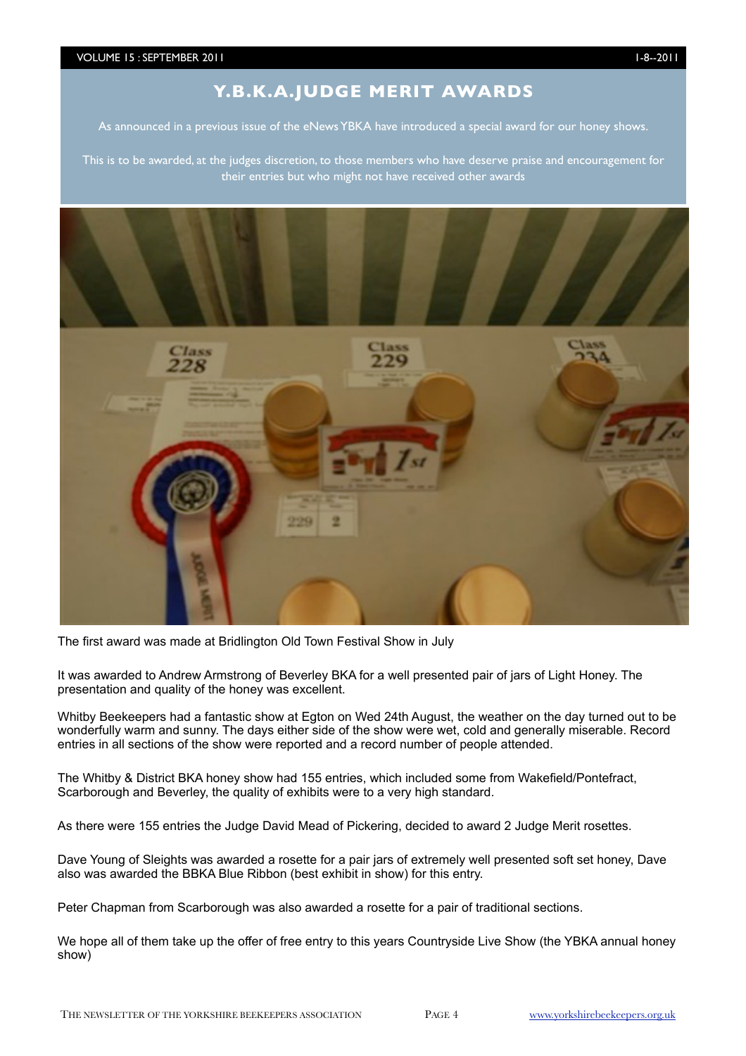# Y.B.K.A.JUDGE MERIT AWARDS

As announced in a previous issue of the eNews YBKA have introduced a special award for our honey shows.

This is to be awarded, at the judges discretion, to those members who have deserve praise and encouragement for their entries but who might not have received other awards

The first award was made at Bridlington Old Town Festival Show in July

It was awarded to Andrew Armstrong of Beverley BKA for a well presented pair of jars of Light Honey. The presentation and quality of the honey was excellent.

Whitby Beekeepers had a fantastic show at Egton on Wed 24th August, the weather on the day turned out to be wonderfully warm and sunny. The days either side of the show were wet, cold and generally miserable. Record entries in all sections of the show were reported and a record number of people attended.

The Whitby & District BKA honey show had 155 entries, which included some from Wakefield/Pontefract, Scarborough and Beverley, the quality of exhibits were to a very high standard.

As there were 155 entries the Judge David Mead of Pickering, decided to award 2 Judge Merit rosettes.

Dave Young of Sleights was awarded a rosette for a pair jars of extremely well presented soft set honey, Dave also was awarded the BBKA Blue Ribbon (best exhibit in show) for this entry.

Peter Chapman from Scarborough was also awarded a rosette for a pair of traditional sections.

We hope all of them take up the offer of free entry to this years Countryside Live Show (the YBKA annual honey show)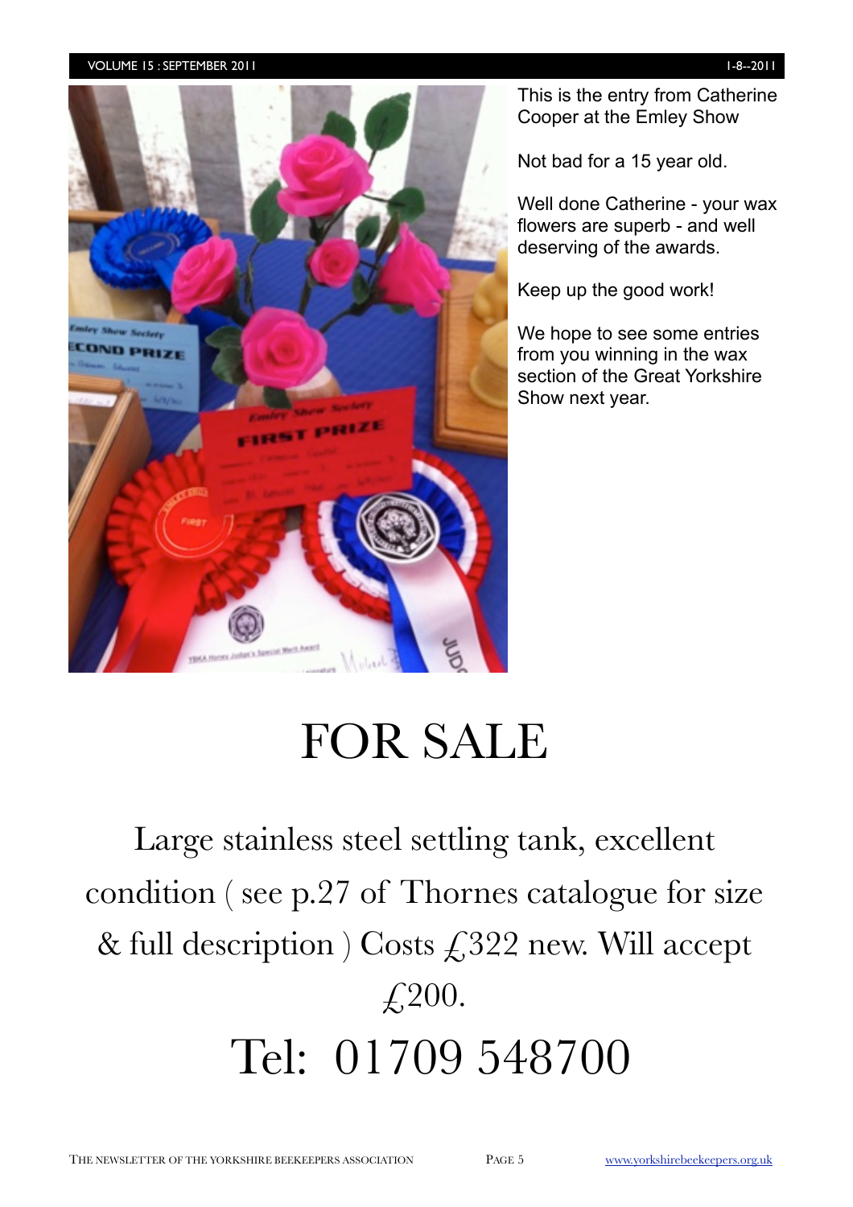This is the entry from Catherine Cooper at the Emley Show

Not bad for a 15 year old.

Well done Catherine - your wax flowers are superb - and well deserving of the awards.

Keep up the good work!

We hope to see some entries from you winning in the wax section of the Great Yorkshire Show next year.

# FOR SALE

Large stainless steel settling tank, excellent condition ( see p.27 of Thornes catalogue for size & full description ) Costs £322 new. Will accept £200.

Tel: 01709 548700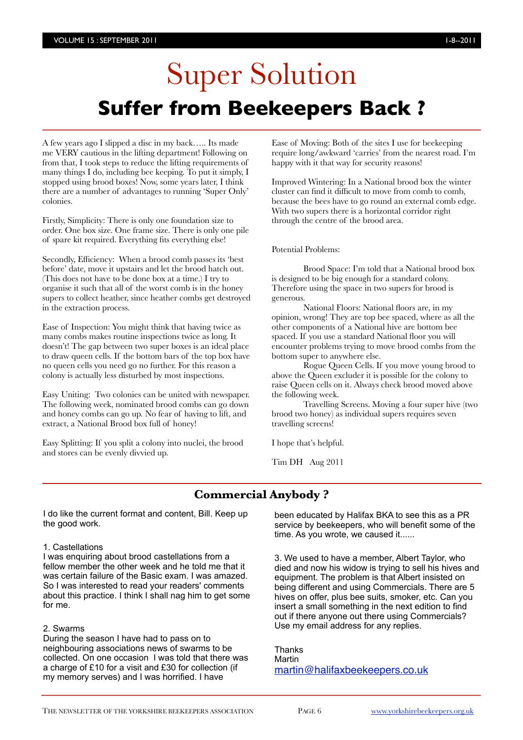# Super Solution

## Suffer from Beekeepers Back ?

A few years ago I slipped a disc in my back….. Its made me VERY cautious in the lifting department! Following on from that, I took steps to reduce the lifting requirements of many things I do, including bee keeping. To put it simply, I stopped using brood boxes! Now, some years later, I think there are a number of advantages to running 'Super Only' colonies.

Firstly, Simplicity: There is only one foundation size to order. One box size. One frame size. There is only one pile of spare kit required. Everything fits everything else!

Secondly, Efficiency: When a brood comb passes its 'best before' date, move it upstairs and let the brood hatch out. (This does not have to be done box at a time.) I try to organise it such that all of the worst comb is in the honey supers to collect heather, since heather combs get destroyed in the extraction process.

Ease of Inspection: You might think that having twice as many combs makes routine inspections twice as long. It doesn't! The gap between two super boxes is an ideal place to draw queen cells. If the bottom bars of the top box have no queen cells you need go no further. For this reason a colony is actually less disturbed by most inspections.

Easy Uniting: Two colonies can be united with newspaper. The following week, nominated brood combs can go down and honey combs can go up. No fear of having to lift, and extract, a National Brood box full of honey!

Easy Splitting: If you split a colony into nuclei, the brood and stores can be evenly divvied up.

Ease of Moving: Both of the sites I use for beekeeping require long/awkward 'carries' from the nearest road. I'm happy with it that way for security reasons!

Improved Wintering: In a National brood box the winter cluster can find it difficult to move from comb to comb, because the bees have to go round an external comb edge. With two supers there is a horizontal corridor right through the centre of the brood area.

Potential Problems:

Brood Space: I'm told that a National brood box is designed to be big enough for a standard colony. Therefore using the space in two supers for brood is generous.

National Floors: National floors are, in my opinion, wrong! They are top bee spaced, where as all the other components of a National hive are bottom bee spaced. If you use a standard National floor you will encounter problems trying to move brood combs from the bottom super to anywhere else.

Rogue Queen Cells. If you move young brood to above the Queen excluder it is possible for the colony to raise Queen cells on it. Always check brood moved above the following week.

Travelling Screens. Moving a four super hive (two brood two honey) as individual supers requires seven travelling screens!

I hope that's helpful.

Tim DH   Aug 2011

## Commercial Anybody ?

I do like the current format and content, Bill. Keep up the good work.

1. Castellations
I was enquiring about brood castellations from a fellow member the other week and he told me that it was certain failure of the Basic exam. I was amazed. So I was interested to read your readers' comments about this practice. I think I shall nag him to get some for me.

2. Swarms
During the season I have had to pass on to neighbouring associations news of swarms to be collected. On one occasion I was told that there was a charge of £10 for a visit and £30 for collection (if my memory serves) and I was horrified. I have been educated by Halifax BKA to see this as a PR service by beekeepers, who will benefit some of the time. As you wrote, we caused it......

3. We used to have a member, Albert Taylor, who died and now his widow is trying to sell his hives and equipment. The problem is that Albert insisted on being different and using Commercials. There are 5 hives on offer, plus bee suits, smoker, etc. Can you insert a small something in the next edition to find out if there anyone out there using Commercials? Use my email address for any replies.

Thanks
Martin
martin@halifaxbeekeepers.co.uk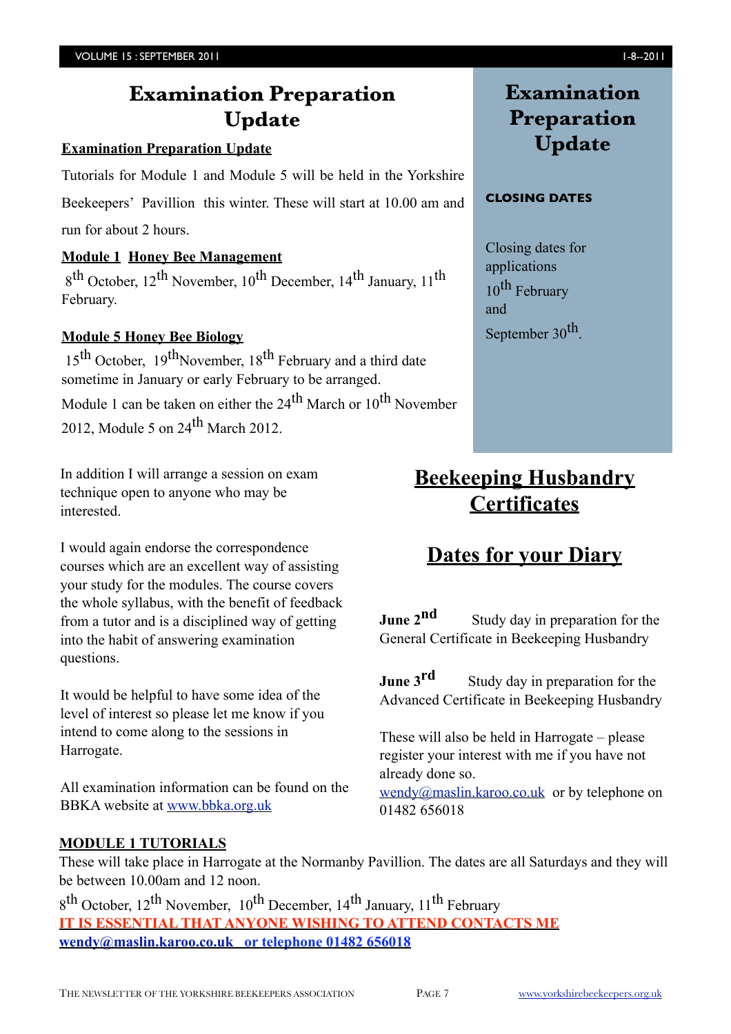# Examination Preparation Update

**Examination Preparation Update**

Tutorials for Module 1 and Module 5 will be held in the Yorkshire Beekeepers' Pavillion this winter. These will start at 10.00 am and run for about 2 hours.

**Module 1 Honey Bee Management**

8th October, 12th November, 10th December, 14th January, 11th February.

**Module 5 Honey Bee Biology**

15th October, 19th November, 18th February and a third date sometime in January or early February to be arranged.

Module 1 can be taken on either the 24th March or 10th November 2012, Module 5 on 24th March 2012.

In addition I will arrange a session on exam technique open to anyone who may be interested.

I would again endorse the correspondence courses which are an excellent way of assisting your study for the modules. The course covers the whole syllabus, with the benefit of feedback from a tutor and is a disciplined way of getting into the habit of answering examination questions.

It would be helpful to have some idea of the level of interest so please let me know if you intend to come along to the sessions in Harrogate.

All examination information can be found on the BBKA website at www.bbka.org.uk

## Examination Preparation Update

**CLOSING DATES**

Closing dates for applications 10th February and September 30th.

## Beekeeping Husbandry Certificates

## Dates for your Diary

**June 2nd** Study day in preparation for the General Certificate in Beekeeping Husbandry

**June 3rd** Study day in preparation for the Advanced Certificate in Beekeeping Husbandry

These will also be held in Harrogate – please register your interest with me if you have not already done so. wendy@maslin.karoo.co.uk or by telephone on 01482 656018

**MODULE 1 TUTORIALS**

These will take place in Harrogate at the Normanby Pavillion. The dates are all Saturdays and they will be between 10.00am and 12 noon.

8th October, 12th November, 10th December, 14th January, 11th February

**IT IS ESSENTIAL THAT ANYONE WISHING TO ATTEND CONTACTS ME**

**wendy@maslin.karoo.co.uk or telephone 01482 656018**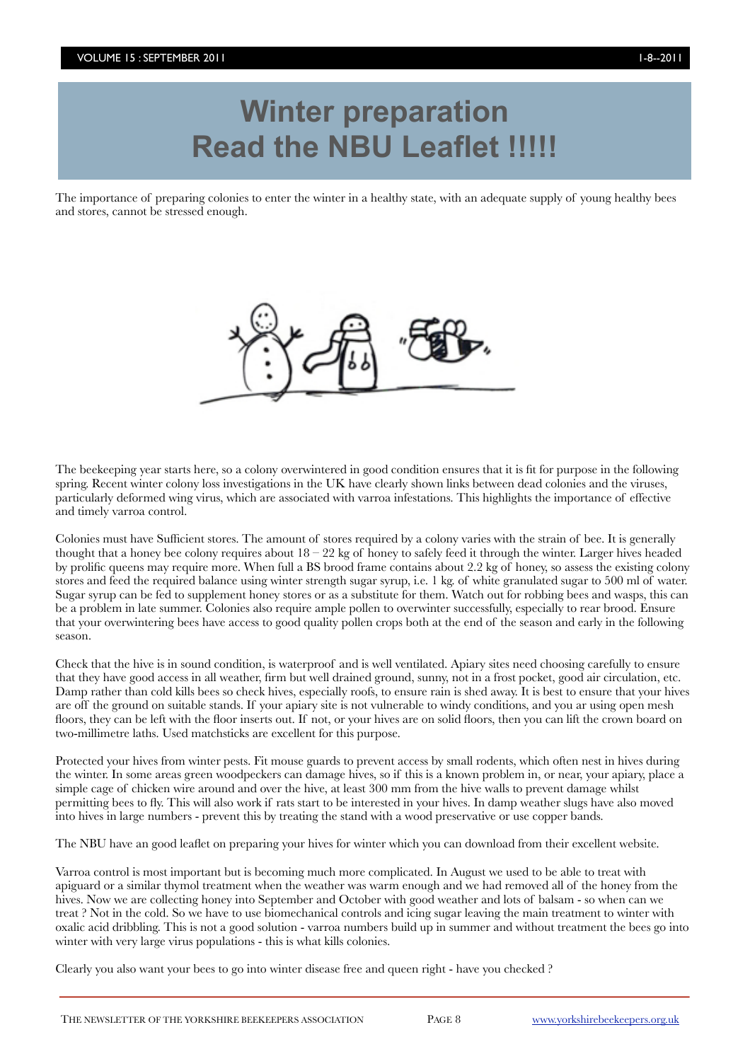# Winter preparation
# Read the NBU Leaflet !!!!!

The importance of preparing colonies to enter the winter in a healthy state, with an adequate supply of young healthy bees and stores, cannot be stressed enough.

The beekeeping year starts here, so a colony overwintered in good condition ensures that it is fit for purpose in the following spring. Recent winter colony loss investigations in the UK have clearly shown links between dead colonies and the viruses, particularly deformed wing virus, which are associated with varroa infestations. This highlights the importance of effective and timely varroa control.

Colonies must have Sufficient stores. The amount of stores required by a colony varies with the strain of bee. It is generally thought that a honey bee colony requires about 18 – 22 kg of honey to safely feed it through the winter. Larger hives headed by prolific queens may require more. When full a BS brood frame contains about 2.2 kg of honey, so assess the existing colony stores and feed the required balance using winter strength sugar syrup, i.e. 1 kg. of white granulated sugar to 500 ml of water. Sugar syrup can be fed to supplement honey stores or as a substitute for them. Watch out for robbing bees and wasps, this can be a problem in late summer. Colonies also require ample pollen to overwinter successfully, especially to rear brood. Ensure that your overwintering bees have access to good quality pollen crops both at the end of the season and early in the following season.

Check that the hive is in sound condition, is waterproof and is well ventilated. Apiary sites need choosing carefully to ensure that they have good access in all weather, firm but well drained ground, sunny, not in a frost pocket, good air circulation, etc. Damp rather than cold kills bees so check hives, especially roofs, to ensure rain is shed away. It is best to ensure that your hives are off the ground on suitable stands. If your apiary site is not vulnerable to windy conditions, and you ar using open mesh floors, they can be left with the floor inserts out. If not, or your hives are on solid floors, then you can lift the crown board on two-millimetre laths. Used matchsticks are excellent for this purpose.

Protected your hives from winter pests. Fit mouse guards to prevent access by small rodents, which often nest in hives during the winter. In some areas green woodpeckers can damage hives, so if this is a known problem in, or near, your apiary, place a simple cage of chicken wire around and over the hive, at least 300 mm from the hive walls to prevent damage whilst permitting bees to fly. This will also work if rats start to be interested in your hives. In damp weather slugs have also moved into hives in large numbers - prevent this by treating the stand with a wood preservative or use copper bands.

The NBU have an good leaflet on preparing your hives for winter which you can download from their excellent website.

Varroa control is most important but is becoming much more complicated. In August we used to be able to treat with apiguard or a similar thymol treatment when the weather was warm enough and we had removed all of the honey from the hives. Now we are collecting honey into September and October with good weather and lots of balsam - so when can we treat ? Not in the cold. So we have to use biomechanical controls and icing sugar leaving the main treatment to winter with oxalic acid dribbling. This is not a good solution - varroa numbers build up in summer and without treatment the bees go into winter with very large virus populations - this is what kills colonies.

Clearly you also want your bees to go into winter disease free and queen right - have you checked ?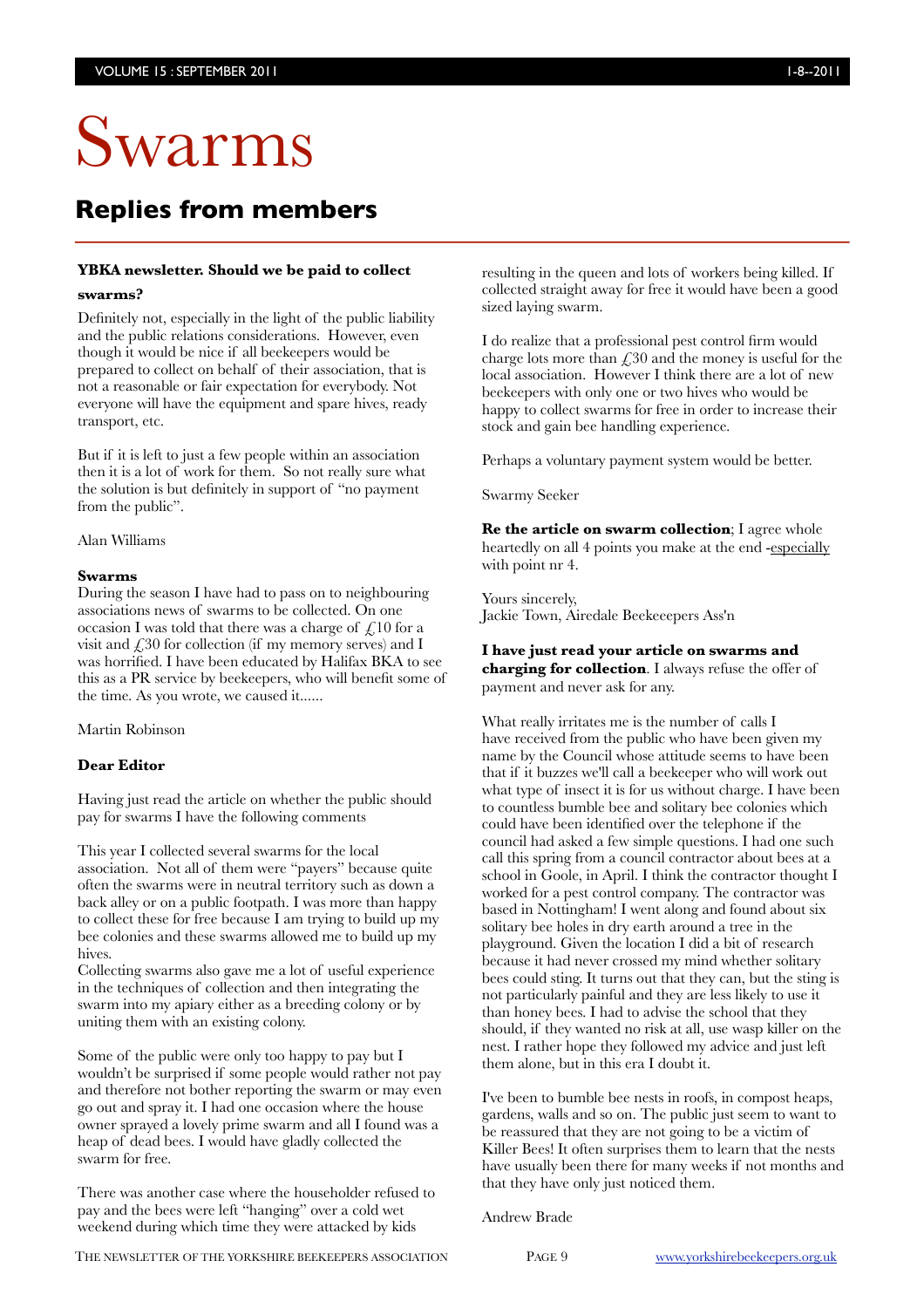# Swarms

## Replies from members

**YBKA newsletter. Should we be paid to collect swarms?**

Definitely not, especially in the light of the public liability and the public relations considerations. However, even though it would be nice if all beekeepers would be prepared to collect on behalf of their association, that is not a reasonable or fair expectation for everybody. Not everyone will have the equipment and spare hives, ready transport, etc.

But if it is left to just a few people within an association then it is a lot of work for them. So not really sure what the solution is but definitely in support of "no payment from the public".

Alan Williams

**Swarms**

During the season I have had to pass on to neighbouring associations news of swarms to be collected. On one occasion I was told that there was a charge of £10 for a visit and £30 for collection (if my memory serves) and I was horrified. I have been educated by Halifax BKA to see this as a PR service by beekeepers, who will benefit some of the time. As you wrote, we caused it......

Martin Robinson

**Dear Editor**

Having just read the article on whether the public should pay for swarms I have the following comments

This year I collected several swarms for the local association. Not all of them were "payers" because quite often the swarms were in neutral territory such as down a back alley or on a public footpath. I was more than happy to collect these for free because I am trying to build up my bee colonies and these swarms allowed me to build up my hives.

Collecting swarms also gave me a lot of useful experience in the techniques of collection and then integrating the swarm into my apiary either as a breeding colony or by uniting them with an existing colony.

Some of the public were only too happy to pay but I wouldn't be surprised if some people would rather not pay and therefore not bother reporting the swarm or may even go out and spray it. I had one occasion where the house owner sprayed a lovely prime swarm and all I found was a heap of dead bees. I would have gladly collected the swarm for free.

There was another case where the householder refused to pay and the bees were left "hanging" over a cold wet weekend during which time they were attacked by kids resulting in the queen and lots of workers being killed. If collected straight away for free it would have been a good sized laying swarm.

I do realize that a professional pest control firm would charge lots more than £30 and the money is useful for the local association. However I think there are a lot of new beekeepers with only one or two hives who would be happy to collect swarms for free in order to increase their stock and gain bee handling experience.

Perhaps a voluntary payment system would be better.

Swarmy Seeker

**Re the article on swarm collection**; I agree whole heartedly on all 4 points you make at the end -especially with point nr 4.

Yours sincerely,
Jackie Town, Airedale Beekeeepers Ass'n

**I have just read your article on swarms and charging for collection**. I always refuse the offer of payment and never ask for any.

What really irritates me is the number of calls I have received from the public who have been given my name by the Council whose attitude seems to have been that if it buzzes we'll call a beekeeper who will work out what type of insect it is for us without charge. I have been to countless bumble bee and solitary bee colonies which could have been identified over the telephone if the council had asked a few simple questions. I had one such call this spring from a council contractor about bees at a school in Goole, in April. I think the contractor thought I worked for a pest control company. The contractor was based in Nottingham! I went along and found about six solitary bee holes in dry earth around a tree in the playground. Given the location I did a bit of research because it had never crossed my mind whether solitary bees could sting. It turns out that they can, but the sting is not particularly painful and they are less likely to use it than honey bees. I had to advise the school that they should, if they wanted no risk at all, use wasp killer on the nest. I rather hope they followed my advice and just left them alone, but in this era I doubt it.

I've been to bumble bee nests in roofs, in compost heaps, gardens, walls and so on. The public just seem to want to be reassured that they are not going to be a victim of Killer Bees! It often surprises them to learn that the nests have usually been there for many weeks if not months and that they have only just noticed them.

Andrew Brade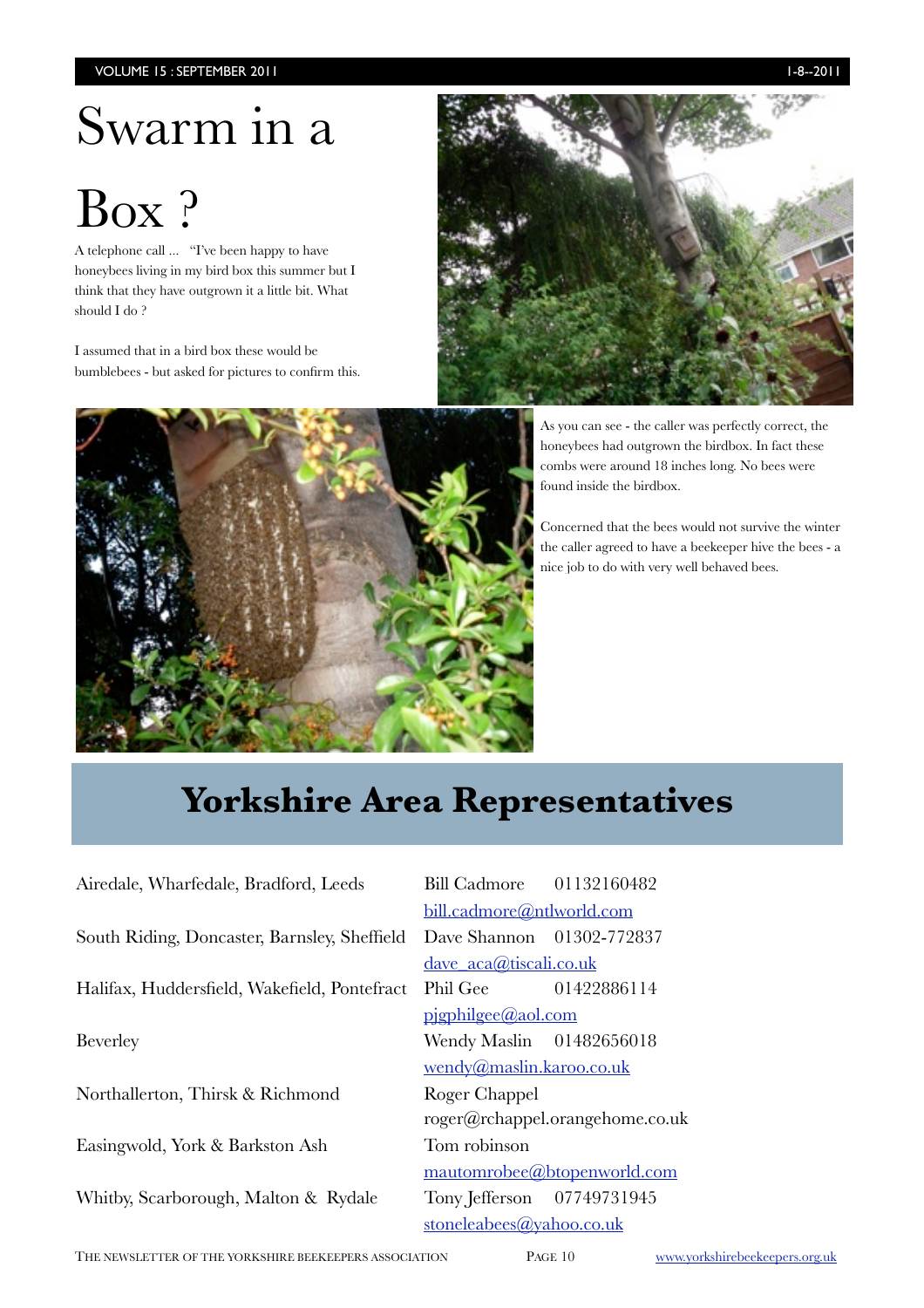# Swarm in a Box ?

A telephone call ... "I've been happy to have honeybees living in my bird box this summer but I think that they have outgrown it a little bit. What should I do ?

I assumed that in a bird box these would be bumblebees - but asked for pictures to confirm this.

As you can see - the caller was perfectly correct, the honeybees had outgrown the birdbox. In fact these combs were around 18 inches long. No bees were found inside the birdbox.

Concerned that the bees would not survive the winter the caller agreed to have a beekeeper hive the bees - a nice job to do with very well behaved bees.

## Yorkshire Area Representatives

| | |
|---|---|
| Airedale, Wharfedale, Bradford, Leeds | Bill Cadmore 01132160482 bill.cadmore@ntlworld.com |
| South Riding, Doncaster, Barnsley, Sheffield | Dave Shannon 01302-772837 dave_aca@tiscali.co.uk |
| Halifax, Huddersfield, Wakefield, Pontefract | Phil Gee 01422886114 pjgphilgee@aol.com |
| Beverley | Wendy Maslin 01482656018 wendy@maslin.karoo.co.uk |
| Northallerton, Thirsk & Richmond | Roger Chappel roger@rchappel.orangehome.co.uk |
| Easingwold, York & Barkston Ash | Tom robinson mautomrobee@btopenworld.com |
| Whitby, Scarborough, Malton & Rydale | Tony Jefferson 07749731945 stoneleabees@yahoo.co.uk |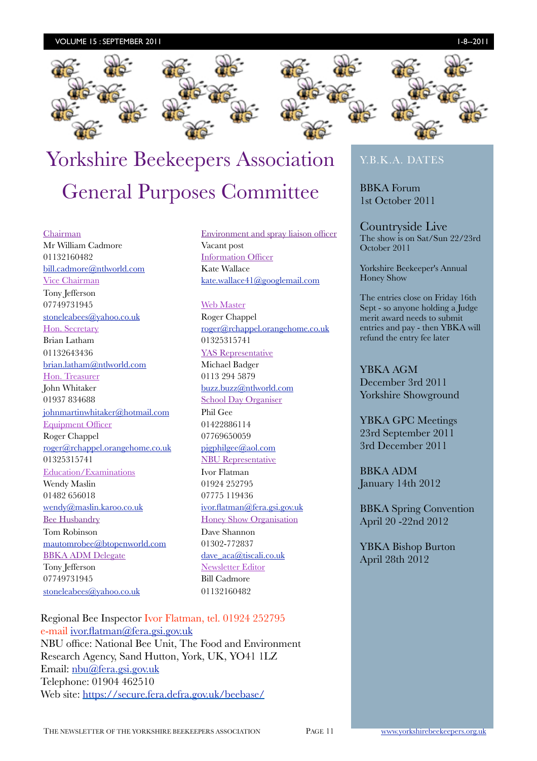# Yorkshire Beekeepers Association

## General Purposes Committee

Chairman
Mr William Cadmore
01132160482
bill.cadmore@ntlworld.com

Vice Chairman
Tony Jefferson
07749731945
stoneleabees@yahoo.co.uk

Hon. Secretary
Brian Latham
01132643436
brian.latham@ntlworld.com

Hon. Treasurer
John Whitaker
01937 834688
johnmartinwhitaker@hotmail.com

Equipment Officer
Roger Chappel
roger@rchappel.orangehome.co.uk
01325315741

Education/Examinations
Wendy Maslin
01482 656018
wendy@maslin.karoo.co.uk

Bee Husbandry
Tom Robinson
mautomrobee@btopenworld.com

BBKA ADM Delegate
Tony Jefferson
07749731945
stoneleabees@yahoo.co.uk

Environment and spray liaison officer
Vacant post

Information Officer
Kate Wallace
kate.wallace41@googlemail.com

Web Master
Roger Chappel
roger@rchappel.orangehome.co.uk
01325315741

YAS Representative
Michael Badger
0113 294 5879
buzz.buzz@ntlworld.com

School Day Organiser
Phil Gee
01422886114
07769650059
pjgphilgee@aol.com

NBU Representative
Ivor Flatman
01924 252795
07775 119436
ivor.flatman@fera.gsi.gov.uk

Honey Show Organisation
Dave Shannon
01302-772837
dave_aca@tiscali.co.uk

Newsletter Editor
Bill Cadmore
01132160482

Regional Bee Inspector Ivor Flatman, tel. 01924 252795
e-mail ivor.flatman@fera.gsi.gov.uk
NBU office: National Bee Unit, The Food and Environment Research Agency, Sand Hutton, York, UK, YO41 1LZ
Email: nbu@fera.gsi.gov.uk
Telephone: 01904 462510
Web site: https://secure.fera.defra.gov.uk/beebase/

## Y.B.K.A. DATES

BBKA Forum
1st October 2011

Countryside Live
The show is on Sat/Sun 22/23rd October 2011

Yorkshire Beekeeper's Annual Honey Show

The entries close on Friday 16th Sept - so anyone holding a Judge merit award needs to submit entries and pay - then YBKA will refund the entry fee later

YBKA AGM
December 3rd 2011
Yorkshire Showground

YBKA GPC Meetings
23rd September 2011
3rd December 2011

BBKA ADM
January 14th 2012

BBKA Spring Convention
April 20 -22nd 2012

YBKA Bishop Burton
April 28th 2012